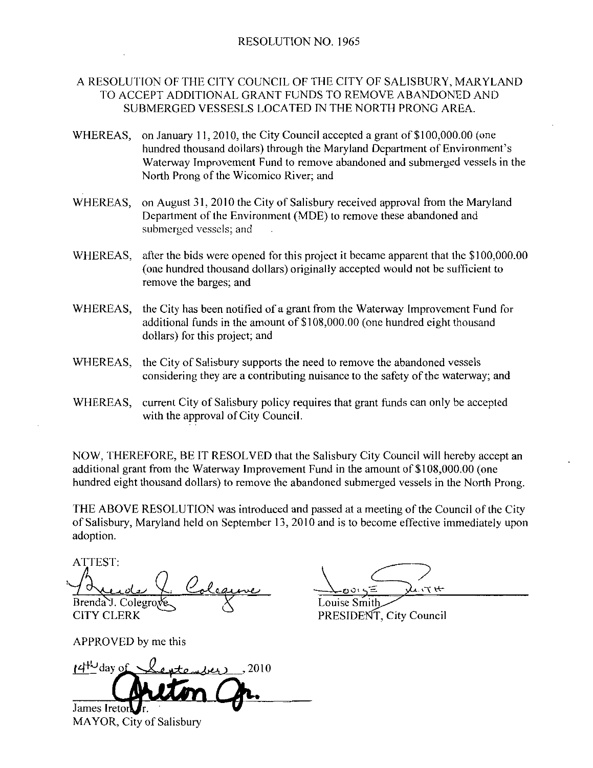# RESOLUTION NO. 1965

## A RESOLUTION OF THE CITY COUNCIL OF THE CITY OF SALISBURY, MARYLAND TO ACCEPT ADDITIONAL GRANT FUNDS TO REMOVE ABANDONED AND SUBMERGED VESSESLS LOCATED IN THE NORTH PRONG AREA.

WHEREAS, on January 11, 2010, the City Council accepted a grant of $100,000.00 (one hundred thousand dollars) through the Maryland Department of Environment's Waterway Improvement Fund to remove abandoned and submerged vessels in the North Prong of the Wicomico River; and

WHEREAS, on August 31, 2010 the City of Salisbury received approval from the Maryland Department of the Environment (MDE) to remove these abandoned and submerged vessels; and

WHEREAS, after the bids were opened for this project it became apparent that the $100,000.00 (one hundred thousand dollars) originally accepted would not be sufficient to remove the barges; and

WHEREAS, the City has been notified of a grant from the Waterway Improvement Fund for additional funds in the amount of $108,000.00 (one hundred eight thousand dollars) for this project; and

WHEREAS, the City of Salisbury supports the need to remove the abandoned vessels considering they are a contributing nuisance to the safety of the waterway; and

WHEREAS, current City of Salisbury policy requires that grant funds can only be accepted with the approval of City Council.

NOW, THEREFORE, BE IT RESOLVED that the Salisbury City Council will hereby accept an additional grant from the Waterway Improvement Fund in the amount of $108,000.00 (one hundred eight thousand dollars) to remove the abandoned submerged vessels in the North Prong.

THE ABOVE RESOLUTION was introduced and passed at a meeting of the Council of the City of Salisbury, Maryland held on September 13, 2010 and is to become effective immediately upon adoption.

ATTEST:

Brenda J. Colegrove
CITY CLERK

Louise Smith
PRESIDENT, City Council

APPROVED by me this

14th day of September, 2010

James Ireton Jr.
MAYOR, City of Salisbury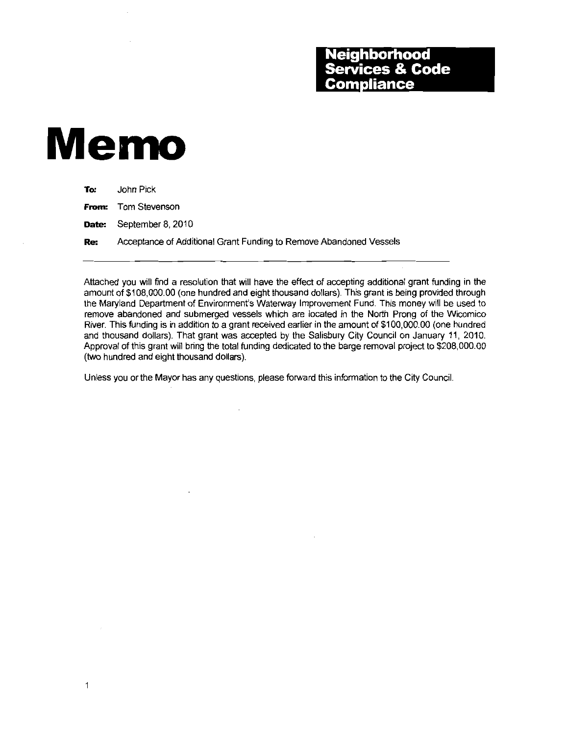**Neighborhood Services & Code Compliance**

# Memo

**To:** John Pick

**From:** Tom Stevenson

**Date:** September 8, 2010

**Re:** Acceptance of Additional Grant Funding to Remove Abandoned Vessels

---

Attached you will find a resolution that will have the effect of accepting additional grant funding in the amount of $108,000.00 (one hundred and eight thousand dollars). This grant is being provided through the Maryland Department of Environment's Waterway Improvement Fund. This money will be used to remove abandoned and submerged vessels which are located in the North Prong of the Wicomico River. This funding is in addition to a grant received earlier in the amount of $100,000.00 (one hundred and thousand dollars). That grant was accepted by the Salisbury City Council on January 11, 2010. Approval of this grant will bring the total funding dedicated to the barge removal project to $208,000.00 (two hundred and eight thousand dollars).

Unless you or the Mayor has any questions, please forward this information to the City Council.